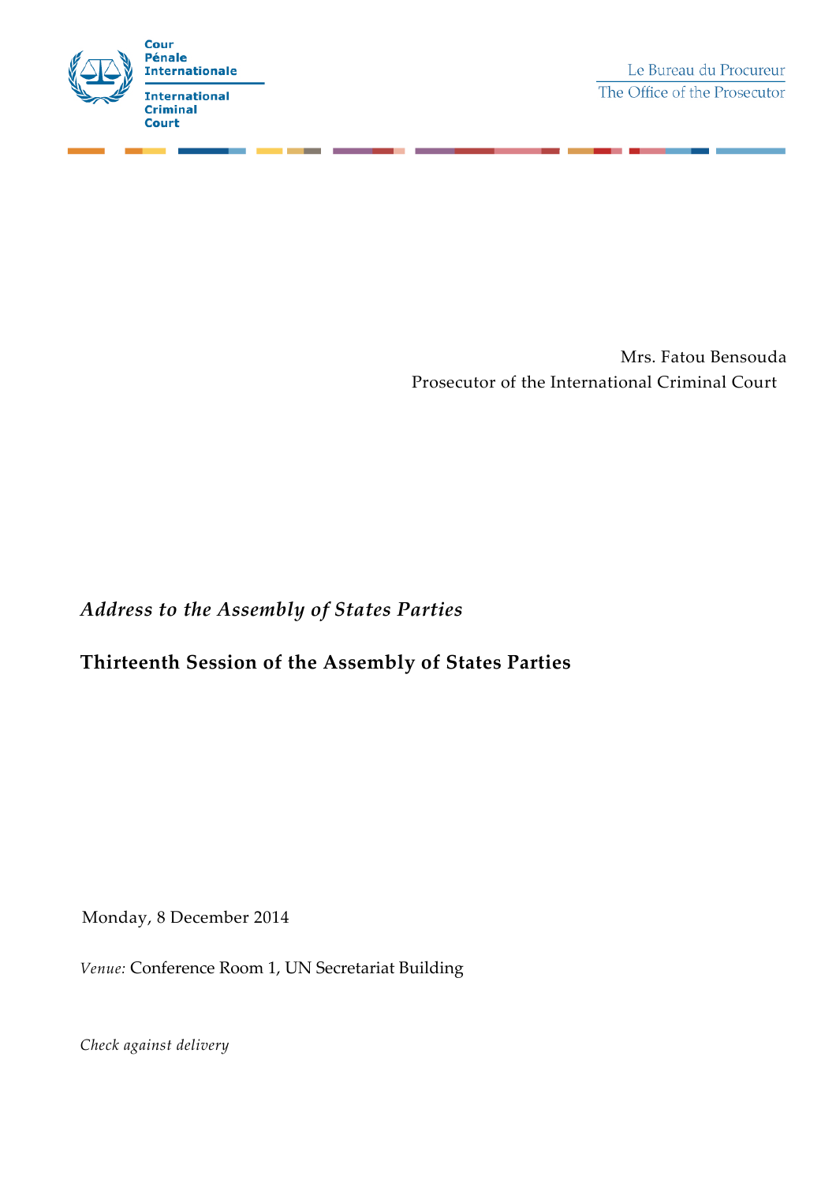Cour Pénale Internationale

International Criminal Court

Le Bureau du Procureur

The Office of the Prosecutor

Mrs. Fatou Bensouda

Prosecutor of the International Criminal Court

*Address to the Assembly of States Parties*

**Thirteenth Session of the Assembly of States Parties**

Monday, 8 December 2014

*Venue:* Conference Room 1, UN Secretariat Building

*Check against delivery*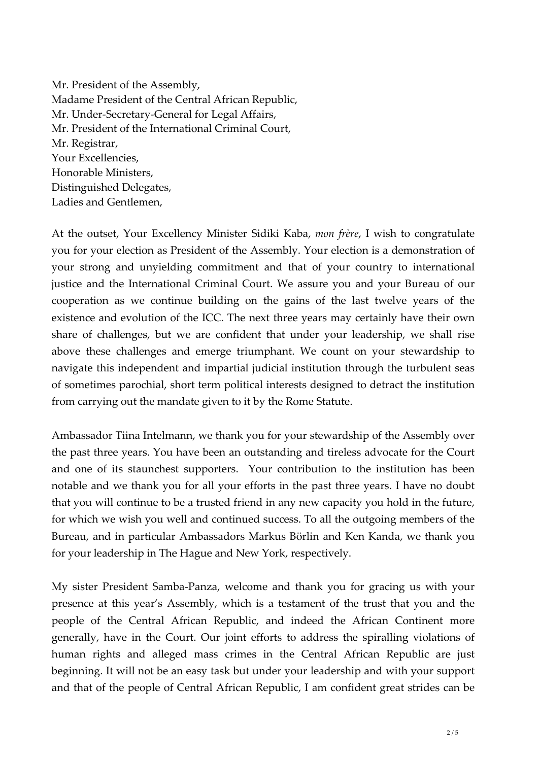Mr. President of the Assembly,
Madame President of the Central African Republic,
Mr. Under-Secretary-General for Legal Affairs,
Mr. President of the International Criminal Court,
Mr. Registrar,
Your Excellencies,
Honorable Ministers,
Distinguished Delegates,
Ladies and Gentlemen,

At the outset, Your Excellency Minister Sidiki Kaba, *mon frère*, I wish to congratulate you for your election as President of the Assembly. Your election is a demonstration of your strong and unyielding commitment and that of your country to international justice and the International Criminal Court. We assure you and your Bureau of our cooperation as we continue building on the gains of the last twelve years of the existence and evolution of the ICC. The next three years may certainly have their own share of challenges, but we are confident that under your leadership, we shall rise above these challenges and emerge triumphant. We count on your stewardship to navigate this independent and impartial judicial institution through the turbulent seas of sometimes parochial, short term political interests designed to detract the institution from carrying out the mandate given to it by the Rome Statute.

Ambassador Tiina Intelmann, we thank you for your stewardship of the Assembly over the past three years. You have been an outstanding and tireless advocate for the Court and one of its staunchest supporters. Your contribution to the institution has been notable and we thank you for all your efforts in the past three years. I have no doubt that you will continue to be a trusted friend in any new capacity you hold in the future, for which we wish you well and continued success. To all the outgoing members of the Bureau, and in particular Ambassadors Markus Börlin and Ken Kanda, we thank you for your leadership in The Hague and New York, respectively.

My sister President Samba-Panza, welcome and thank you for gracing us with your presence at this year's Assembly, which is a testament of the trust that you and the people of the Central African Republic, and indeed the African Continent more generally, have in the Court. Our joint efforts to address the spiralling violations of human rights and alleged mass crimes in the Central African Republic are just beginning. It will not be an easy task but under your leadership and with your support and that of the people of Central African Republic, I am confident great strides can be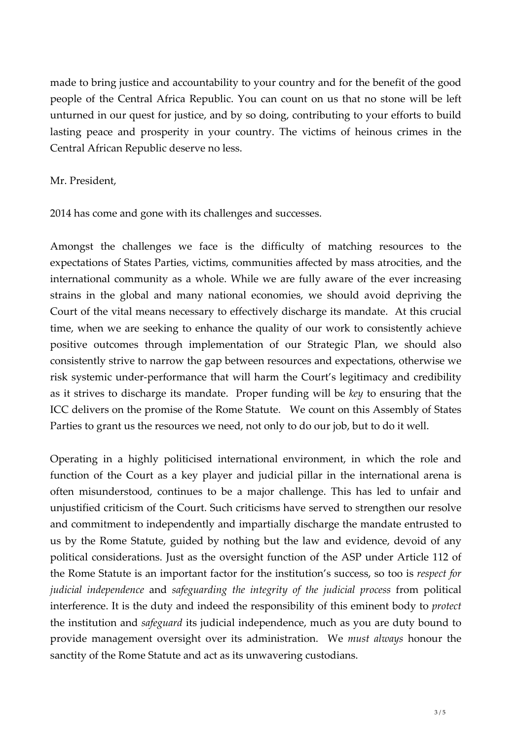made to bring justice and accountability to your country and for the benefit of the good people of the Central Africa Republic. You can count on us that no stone will be left unturned in our quest for justice, and by so doing, contributing to your efforts to build lasting peace and prosperity in your country. The victims of heinous crimes in the Central African Republic deserve no less.

Mr. President,

2014 has come and gone with its challenges and successes.

Amongst the challenges we face is the difficulty of matching resources to the expectations of States Parties, victims, communities affected by mass atrocities, and the international community as a whole. While we are fully aware of the ever increasing strains in the global and many national economies, we should avoid depriving the Court of the vital means necessary to effectively discharge its mandate. At this crucial time, when we are seeking to enhance the quality of our work to consistently achieve positive outcomes through implementation of our Strategic Plan, we should also consistently strive to narrow the gap between resources and expectations, otherwise we risk systemic under-performance that will harm the Court's legitimacy and credibility as it strives to discharge its mandate. Proper funding will be *key* to ensuring that the ICC delivers on the promise of the Rome Statute. We count on this Assembly of States Parties to grant us the resources we need, not only to do our job, but to do it well.

Operating in a highly politicised international environment, in which the role and function of the Court as a key player and judicial pillar in the international arena is often misunderstood, continues to be a major challenge. This has led to unfair and unjustified criticism of the Court. Such criticisms have served to strengthen our resolve and commitment to independently and impartially discharge the mandate entrusted to us by the Rome Statute, guided by nothing but the law and evidence, devoid of any political considerations. Just as the oversight function of the ASP under Article 112 of the Rome Statute is an important factor for the institution's success, so too is *respect for judicial independence* and *safeguarding the integrity of the judicial process* from political interference. It is the duty and indeed the responsibility of this eminent body to *protect* the institution and *safeguard* its judicial independence, much as you are duty bound to provide management oversight over its administration. We *must always* honour the sanctity of the Rome Statute and act as its unwavering custodians.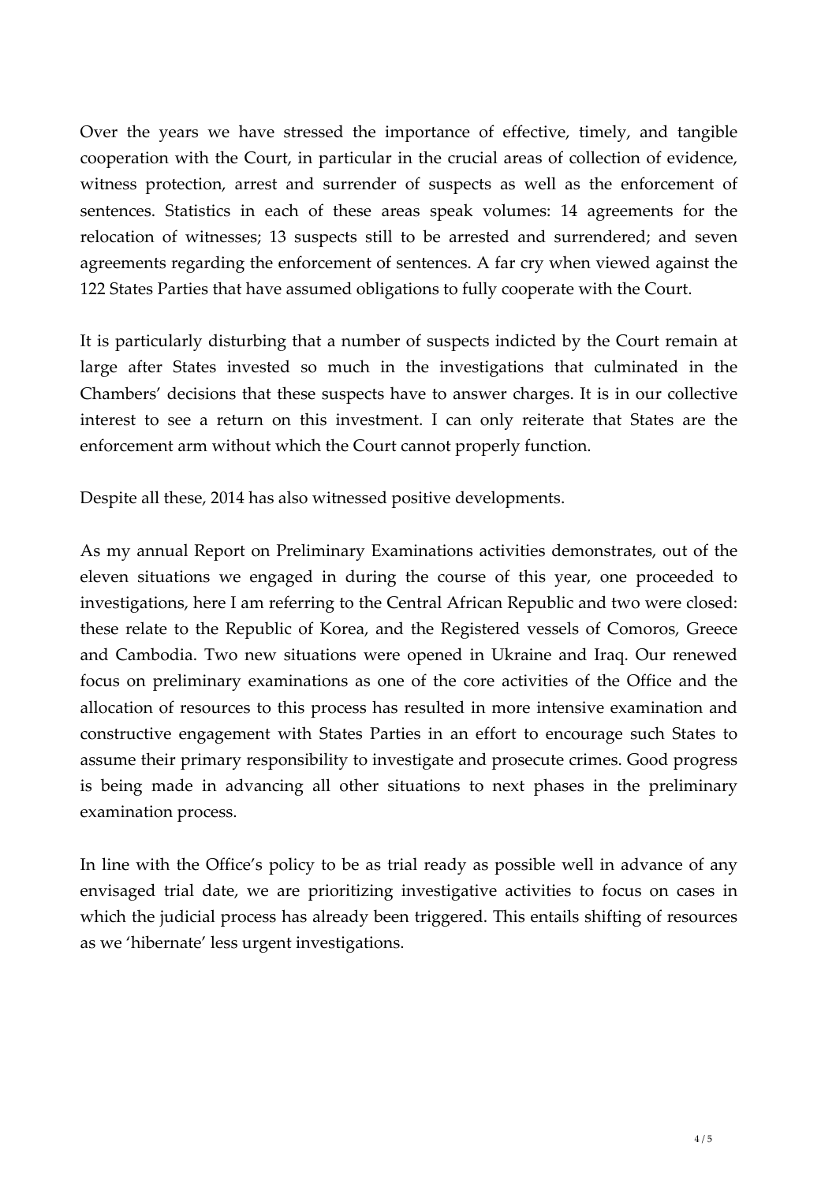Over the years we have stressed the importance of effective, timely, and tangible cooperation with the Court, in particular in the crucial areas of collection of evidence, witness protection, arrest and surrender of suspects as well as the enforcement of sentences. Statistics in each of these areas speak volumes: 14 agreements for the relocation of witnesses; 13 suspects still to be arrested and surrendered; and seven agreements regarding the enforcement of sentences. A far cry when viewed against the 122 States Parties that have assumed obligations to fully cooperate with the Court.

It is particularly disturbing that a number of suspects indicted by the Court remain at large after States invested so much in the investigations that culminated in the Chambers' decisions that these suspects have to answer charges. It is in our collective interest to see a return on this investment. I can only reiterate that States are the enforcement arm without which the Court cannot properly function.

Despite all these, 2014 has also witnessed positive developments.

As my annual Report on Preliminary Examinations activities demonstrates, out of the eleven situations we engaged in during the course of this year, one proceeded to investigations, here I am referring to the Central African Republic and two were closed: these relate to the Republic of Korea, and the Registered vessels of Comoros, Greece and Cambodia. Two new situations were opened in Ukraine and Iraq. Our renewed focus on preliminary examinations as one of the core activities of the Office and the allocation of resources to this process has resulted in more intensive examination and constructive engagement with States Parties in an effort to encourage such States to assume their primary responsibility to investigate and prosecute crimes. Good progress is being made in advancing all other situations to next phases in the preliminary examination process.

In line with the Office's policy to be as trial ready as possible well in advance of any envisaged trial date, we are prioritizing investigative activities to focus on cases in which the judicial process has already been triggered. This entails shifting of resources as we 'hibernate' less urgent investigations.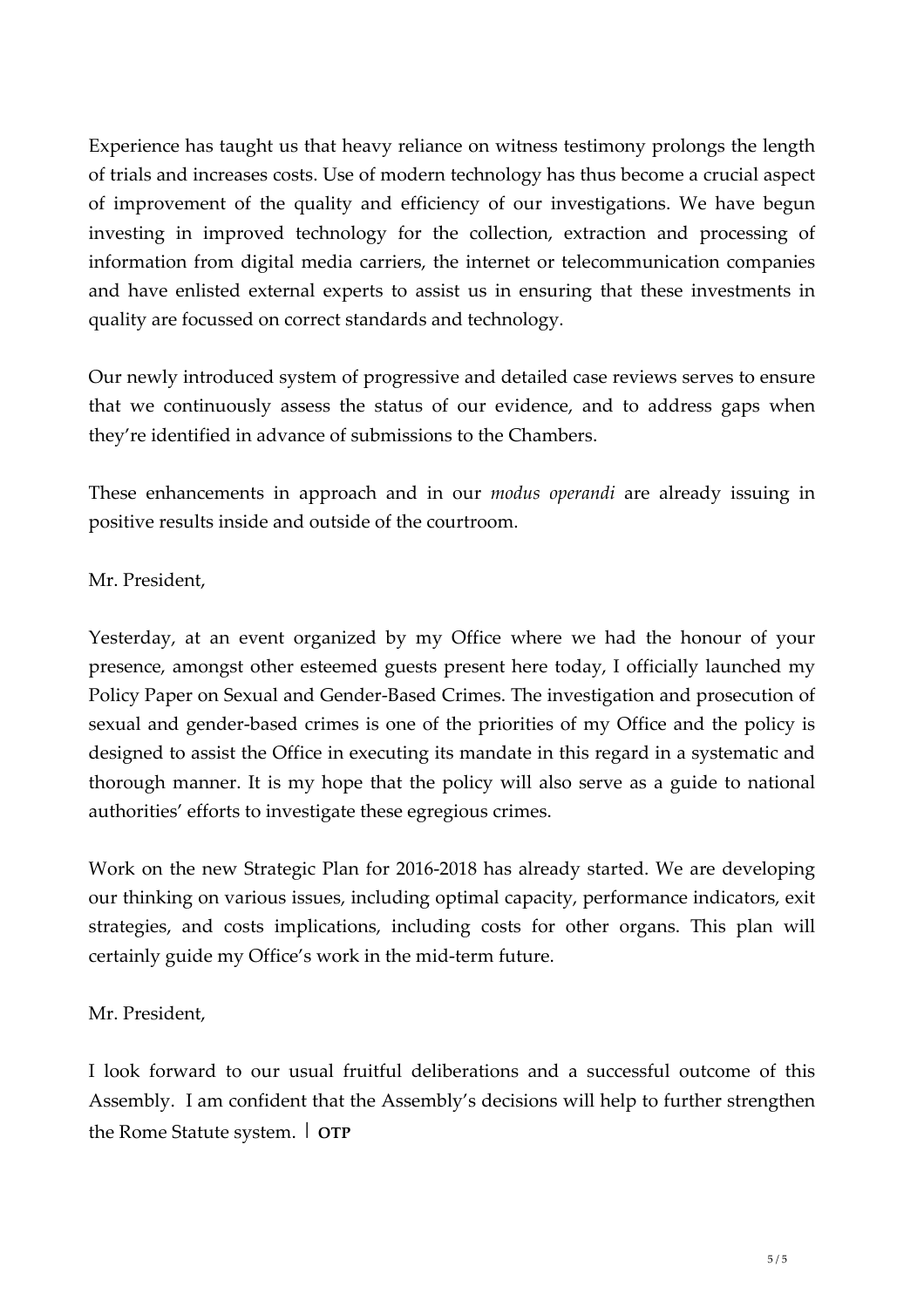Experience has taught us that heavy reliance on witness testimony prolongs the length of trials and increases costs. Use of modern technology has thus become a crucial aspect of improvement of the quality and efficiency of our investigations. We have begun investing in improved technology for the collection, extraction and processing of information from digital media carriers, the internet or telecommunication companies and have enlisted external experts to assist us in ensuring that these investments in quality are focussed on correct standards and technology.

Our newly introduced system of progressive and detailed case reviews serves to ensure that we continuously assess the status of our evidence, and to address gaps when they're identified in advance of submissions to the Chambers.

These enhancements in approach and in our *modus operandi* are already issuing in positive results inside and outside of the courtroom.

Mr. President,

Yesterday, at an event organized by my Office where we had the honour of your presence, amongst other esteemed guests present here today, I officially launched my Policy Paper on Sexual and Gender-Based Crimes. The investigation and prosecution of sexual and gender-based crimes is one of the priorities of my Office and the policy is designed to assist the Office in executing its mandate in this regard in a systematic and thorough manner. It is my hope that the policy will also serve as a guide to national authorities' efforts to investigate these egregious crimes.

Work on the new Strategic Plan for 2016-2018 has already started. We are developing our thinking on various issues, including optimal capacity, performance indicators, exit strategies, and costs implications, including costs for other organs. This plan will certainly guide my Office's work in the mid-term future.

Mr. President,

I look forward to our usual fruitful deliberations and a successful outcome of this Assembly. I am confident that the Assembly's decisions will help to further strengthen the Rome Statute system. | **OTP**